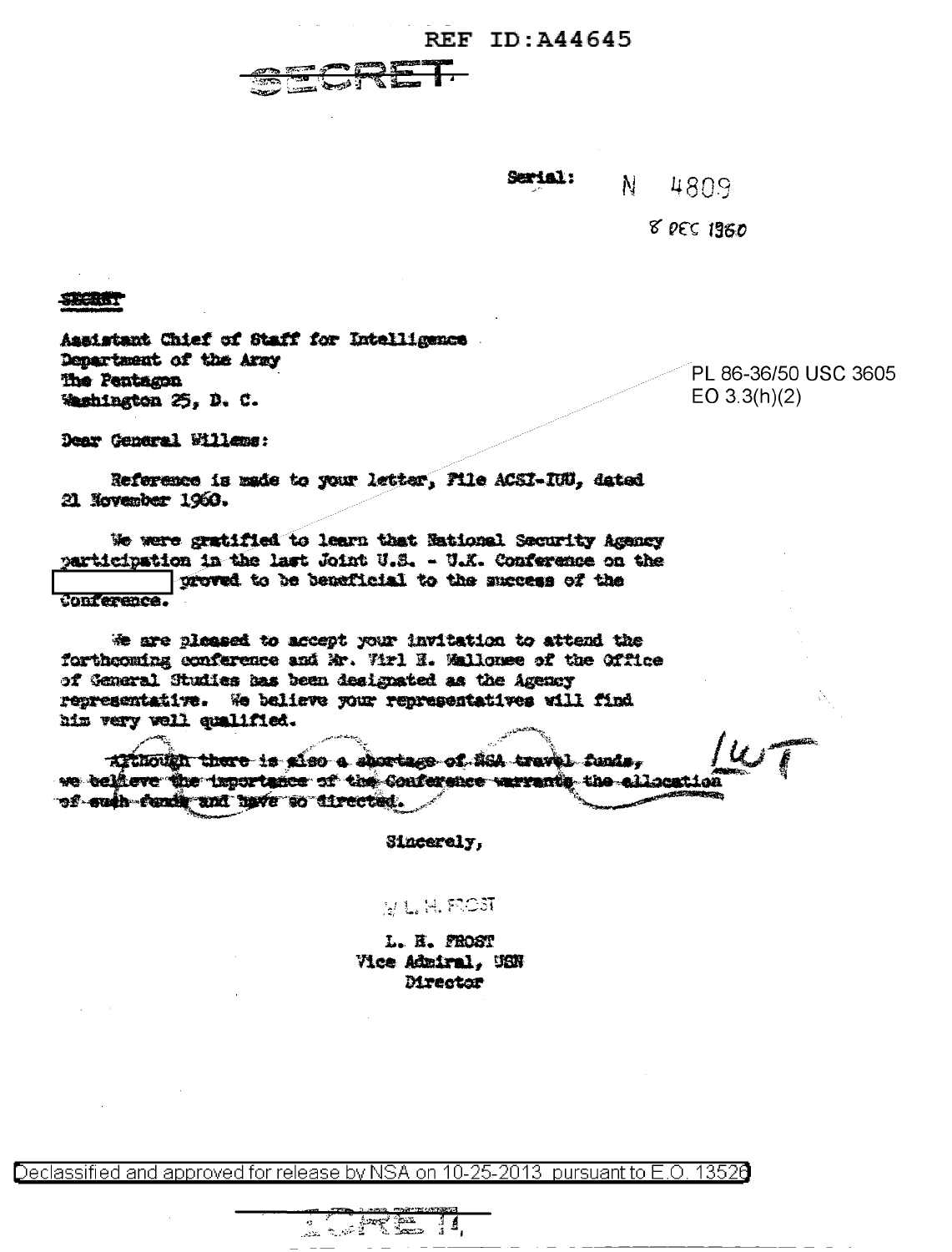REF ID:A44645

SECRET

Serial: N 4809

8 DEC 1960

SECRET

Assistant Chief of Staff for Intelligence
Department of the Army
The Pentagon
Washington 25, D. C.

PL 86-36/50 USC 3605
EO 3.3(h)(2)

Dear General Willems:

Reference is made to your letter, File ACSI-IUU, dated 21 November 1960.

We were gratified to learn that National Security Agency participation in the last Joint U.S. - U.K. Conference on the [ ] proved to be beneficial to the success of the Conference.

We are pleased to accept your invitation to attend the forthcoming conference and Mr. Virl E. Mallonee of the Office of General Studies has been designated as the Agency representative. We believe your representatives will find him very well qualified.

~~Although there is also a shortage of NSA travel funds, we believe the importance of the Conference warrants the allocation of such funds and have so directed.~~ LWT

Sincerely,

/s/ L. H. FROST

L. H. FROST
Vice Admiral, USN
Director

Declassified and approved for release by NSA on 10-25-2013 pursuant to E.O. 13526

SECRET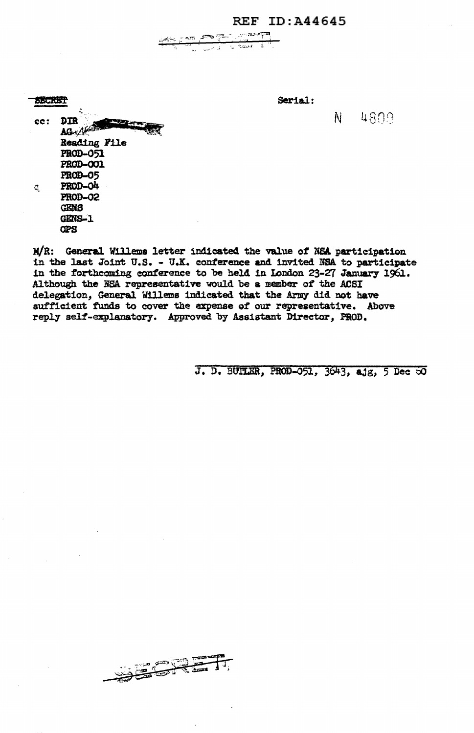REF ID:A44645

SECRET

Serial:

N 4809

cc: DIR
AG
Reading File
PROD-051
PROD-001
PROD-05
PROD-04
PROD-02
GENS
GENS-1
OPS

M/R: General Willems letter indicated the value of NSA participation in the last Joint U.S. - U.K. conference and invited NSA to participate in the forthcoming conference to be held in London 23-27 January 1961. Although the NSA representative would be a member of the ACSI delegation, General Willems indicated that the Army did not have sufficient funds to cover the expense of our representative. Above reply self-explanatory. Approved by Assistant Director, PROD.

J. D. BUTLER, PROD-051, 3643, ajg, 5 Dec 60

SECRET